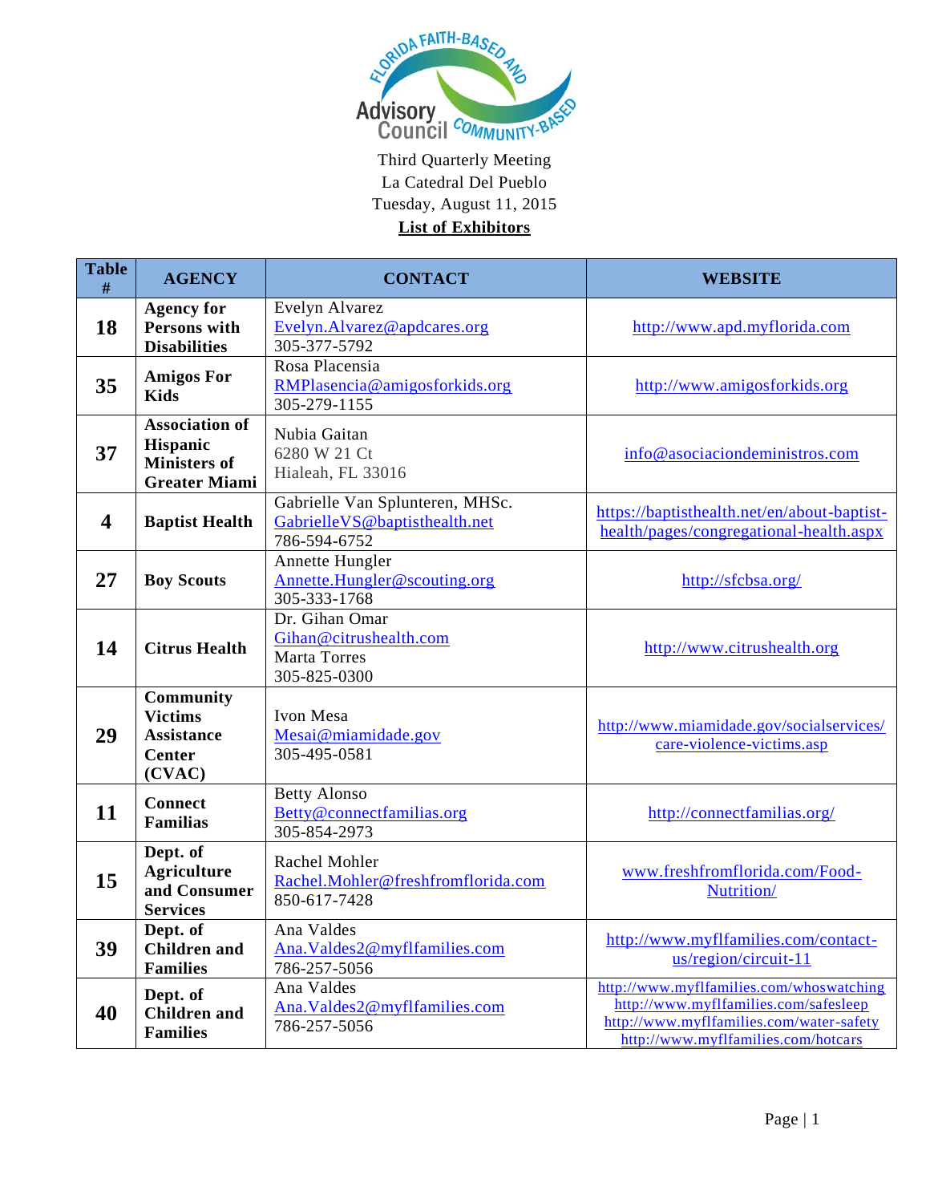Third Quarterly Meeting
La Catedral Del Pueblo
Tuesday, August 11, 2015

**List of Exhibitors**

| Table # | AGENCY | CONTACT | WEBSITE |
|---|---|---|---|
| 18 | **Agency for Persons with Disabilities** | Evelyn Alvarez<br>Evelyn.Alvarez@apdcares.org<br>305-377-5792 | http://www.apd.myflorida.com |
| 35 | **Amigos For Kids** | Rosa Placensia<br>RMPlasencia@amigosforkids.org<br>305-279-1155 | http://www.amigosforkids.org |
| 37 | **Association of Hispanic Ministers of Greater Miami** | Nubia Gaitan<br>6280 W 21 Ct<br>Hialeah, FL 33016 | info@asociaciondeministros.com |
| 4 | **Baptist Health** | Gabrielle Van Splunteren, MHSc.<br>GabrielleVS@baptisthealth.net<br>786-594-6752 | https://baptisthealth.net/en/about-baptist-health/pages/congregational-health.aspx |
| 27 | **Boy Scouts** | Annette Hungler<br>Annette.Hungler@scouting.org<br>305-333-1768 | http://sfcbsa.org/ |
| 14 | **Citrus Health** | Dr. Gihan Omar<br>Gihan@citrushealth.com<br>Marta Torres<br>305-825-0300 | http://www.citrushealth.org |
| 29 | **Community Victims Assistance Center (CVAC)** | Ivon Mesa<br>Mesai@miamidade.gov<br>305-495-0581 | http://www.miamidade.gov/socialservices/care-violence-victims.asp |
| 11 | **Connect Familias** | Betty Alonso<br>Betty@connectfamilias.org<br>305-854-2973 | http://connectfamilias.org/ |
| 15 | **Dept. of Agriculture and Consumer Services** | Rachel Mohler<br>Rachel.Mohler@freshfromflorida.com<br>850-617-7428 | www.freshfromflorida.com/Food-Nutrition/ |
| 39 | **Dept. of Children and Families** | Ana Valdes<br>Ana.Valdes2@myflfamilies.com<br>786-257-5056 | http://www.myflfamilies.com/contact-us/region/circuit-11 |
| 40 | **Dept. of Children and Families** | Ana Valdes<br>Ana.Valdes2@myflfamilies.com<br>786-257-5056 | http://www.myflfamilies.com/whoswatching<br>http://www.myflfamilies.com/safesleep<br>http://www.myflfamilies.com/water-safety<br>http://www.myflfamilies.com/hotcars |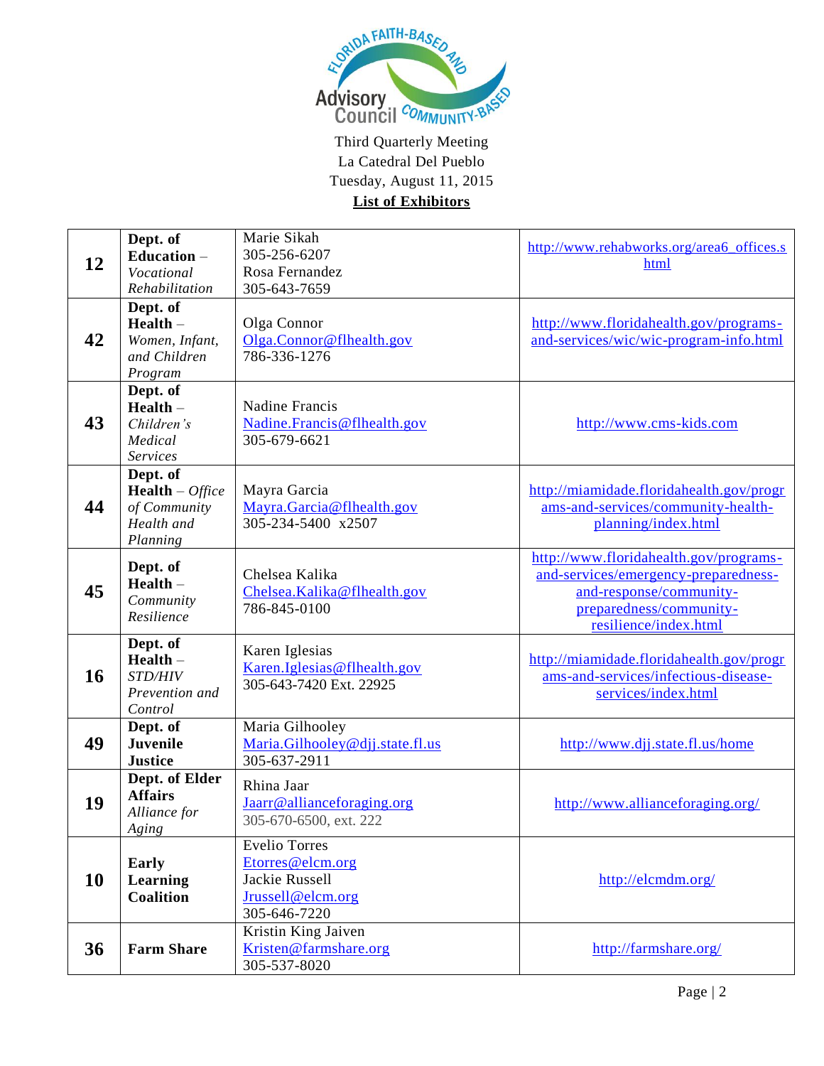Third Quarterly Meeting
La Catedral Del Pueblo
Tuesday, August 11, 2015
**List of Exhibitors**

| | | | |
|---|---|---|---|
| **12** | **Dept. of Education** – *Vocational Rehabilitation* | Marie Sikah<br>305-256-6207<br>Rosa Fernandez<br>305-643-7659 | http://www.rehabworks.org/area6_offices.shtml |
| **42** | **Dept. of Health** – *Women, Infant, and Children Program* | Olga Connor<br>Olga.Connor@flhealth.gov<br>786-336-1276 | http://www.floridahealth.gov/programs-and-services/wic/wic-program-info.html |
| **43** | **Dept. of Health** – *Children's Medical Services* | Nadine Francis<br>Nadine.Francis@flhealth.gov<br>305-679-6621 | http://www.cms-kids.com |
| **44** | **Dept. of Health** – *Office of Community Health and Planning* | Mayra Garcia<br>Mayra.Garcia@flhealth.gov<br>305-234-5400 x2507 | http://miamidade.floridahealth.gov/programs-and-services/community-health-planning/index.html |
| **45** | **Dept. of Health** – *Community Resilience* | Chelsea Kalika<br>Chelsea.Kalika@flhealth.gov<br>786-845-0100 | http://www.floridahealth.gov/programs-and-services/emergency-preparedness-and-response/community-preparedness/community-resilience/index.html |
| **16** | **Dept. of Health** – *STD/HIV Prevention and Control* | Karen Iglesias<br>Karen.Iglesias@flhealth.gov<br>305-643-7420 Ext. 22925 | http://miamidade.floridahealth.gov/programs-and-services/infectious-disease-services/index.html |
| **49** | **Dept. of Juvenile Justice** | Maria Gilhooley<br>Maria.Gilhooley@djj.state.fl.us<br>305-637-2911 | http://www.djj.state.fl.us/home |
| **19** | **Dept. of Elder Affairs** *Alliance for Aging* | Rhina Jaar<br>Jaarr@allianceforaging.org<br>305-670-6500, ext. 222 | http://www.allianceforaging.org/ |
| **10** | **Early Learning Coalition** | Evelio Torres<br>Etorres@elcm.org<br>Jackie Russell<br>Jrussell@elcm.org<br>305-646-7220 | http://elcmdm.org/ |
| **36** | **Farm Share** | Kristin King Jaiven<br>Kristen@farmshare.org<br>305-537-8020 | http://farmshare.org/ |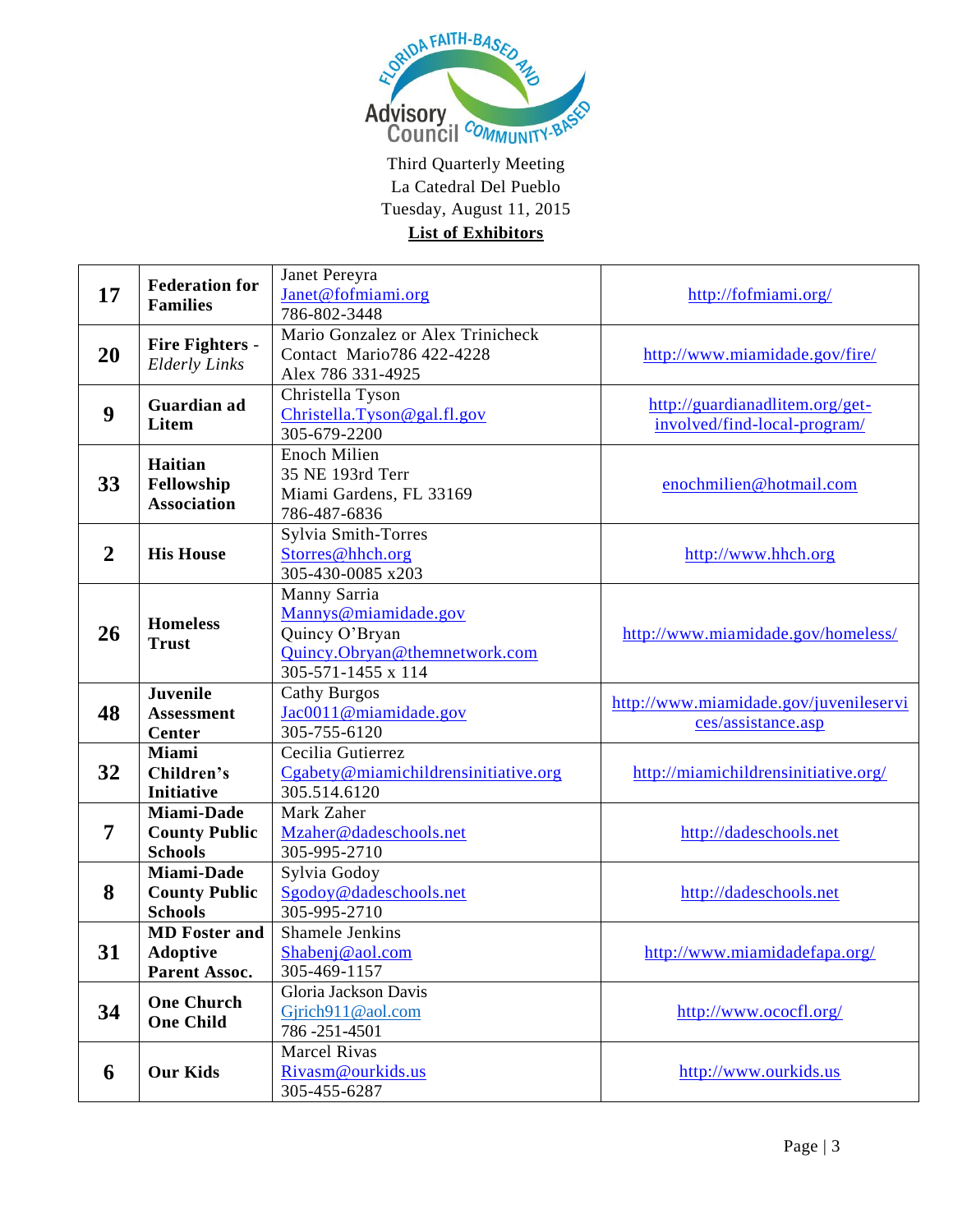Florida Faith-Based and Community-Based Advisory Council

Third Quarterly Meeting
La Catedral Del Pueblo
Tuesday, August 11, 2015
**List of Exhibitors**

| | | | |
|---|---|---|---|
| **17** | **Federation for Families** | Janet Pereyra<br>Janet@fofmiami.org<br>786-802-3448 | http://fofmiami.org/ |
| **20** | **Fire Fighters -** *Elderly Links* | Mario Gonzalez or Alex Trinicheck<br>Contact Mario786 422-4228<br>Alex 786 331-4925 | http://www.miamidade.gov/fire/ |
| **9** | **Guardian ad Litem** | Christella Tyson<br>Christella.Tyson@gal.fl.gov<br>305-679-2200 | http://guardianadlitem.org/get-involved/find-local-program/ |
| **33** | **Haitian Fellowship Association** | Enoch Milien<br>35 NE 193rd Terr<br>Miami Gardens, FL 33169<br>786-487-6836 | enochmilien@hotmail.com |
| **2** | **His House** | Sylvia Smith-Torres<br>Storres@hhch.org<br>305-430-0085 x203 | http://www.hhch.org |
| **26** | **Homeless Trust** | Manny Sarria<br>Mannys@miamidade.gov<br>Quincy O'Bryan<br>Quincy.Obryan@themnetwork.com<br>305-571-1455 x 114 | http://www.miamidade.gov/homeless/ |
| **48** | **Juvenile Assessment Center** | Cathy Burgos<br>Jac0011@miamidade.gov<br>305-755-6120 | http://www.miamidade.gov/juvenileservices/assistance.asp |
| **32** | **Miami Children's Initiative** | Cecilia Gutierrez<br>Cgabety@miamichildrensinitiative.org<br>305.514.6120 | http://miamichildrensinitiative.org/ |
| **7** | **Miami-Dade County Public Schools** | Mark Zaher<br>Mzaher@dadeschools.net<br>305-995-2710 | http://dadeschools.net |
| **8** | **Miami-Dade County Public Schools** | Sylvia Godoy<br>Sgodoy@dadeschools.net<br>305-995-2710 | http://dadeschools.net |
| **31** | **MD Foster and Adoptive Parent Assoc.** | Shamele Jenkins<br>Shabenj@aol.com<br>305-469-1157 | http://www.miamidadefapa.org/ |
| **34** | **One Church One Child** | Gloria Jackson Davis<br>Gjrich911@aol.com<br>786 -251-4501 | http://www.ococfl.org/ |
| **6** | **Our Kids** | Marcel Rivas<br>Rivasm@ourkids.us<br>305-455-6287 | http://www.ourkids.us |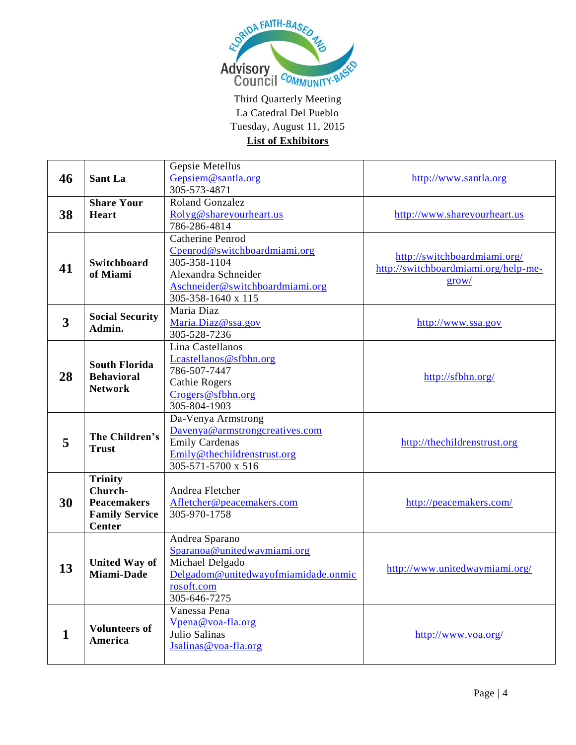Third Quarterly Meeting
La Catedral Del Pueblo
Tuesday, August 11, 2015

**List of Exhibitors**

| | | | |
|---|---|---|---|
| **46** | **Sant La** | Gepsie Metellus<br>Gepsiem@santla.org<br>305-573-4871 | http://www.santla.org |
| **38** | **Share Your Heart** | Roland Gonzalez<br>Rolyg@shareyourheart.us<br>786-286-4814 | http://www.shareyourheart.us |
| **41** | **Switchboard of Miami** | Catherine Penrod<br>Cpenrod@switchboardmiami.org<br>305-358-1104<br>Alexandra Schneider<br>Aschneider@switchboardmiami.org<br>305-358-1640 x 115 | http://switchboardmiami.org/<br>http://switchboardmiami.org/help-me-grow/ |
| **3** | **Social Security Admin.** | Maria Diaz<br>Maria.Diaz@ssa.gov<br>305-528-7236 | http://www.ssa.gov |
| **28** | **South Florida Behavioral Network** | Lina Castellanos<br>Lcastellanos@sfbhn.org<br>786-507-7447<br>Cathie Rogers<br>Crogers@sfbhn.org<br>305-804-1903 | http://sfbhn.org/ |
| **5** | **The Children's Trust** | Da-Venya Armstrong<br>Davenya@armstrongcreatives.com<br>Emily Cardenas<br>Emily@thechildrenstrust.org<br>305-571-5700 x 516 | http://thechildrenstrust.org |
| **30** | **Trinity Church-Peacemakers Family Service Center** | Andrea Fletcher<br>Afletcher@peacemakers.com<br>305-970-1758 | http://peacemakers.com/ |
| **13** | **United Way of Miami-Dade** | Andrea Sparano<br>Sparanoa@unitedwaymiami.org<br>Michael Delgado<br>Delgadom@unitedwayofmiamidade.onmicrosoft.com<br>305-646-7275 | http://www.unitedwaymiami.org/ |
| **1** | **Volunteers of America** | Vanessa Pena<br>Vpena@voa-fla.org<br>Julio Salinas<br>Jsalinas@voa-fla.org | http://www.voa.org/ |